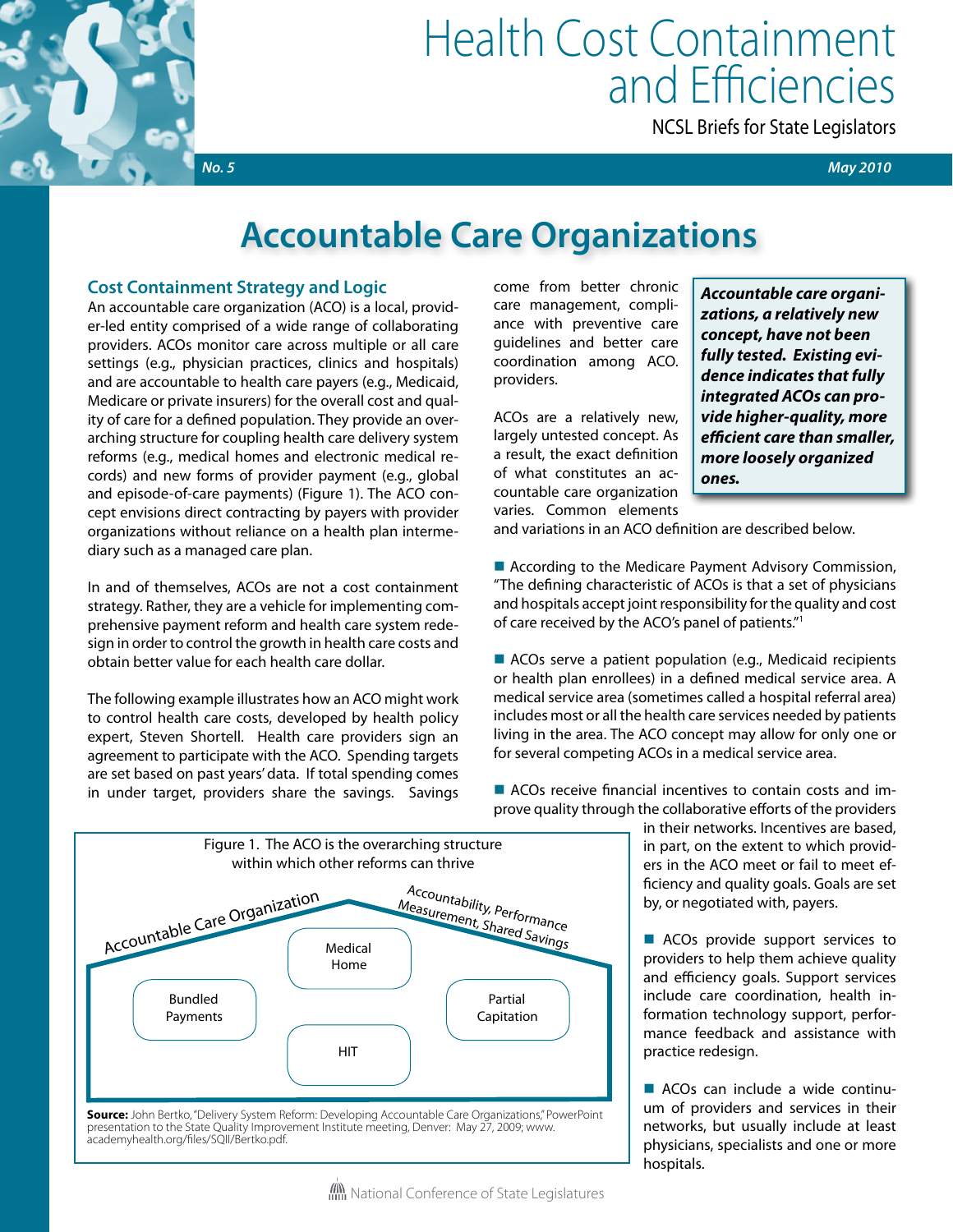# Health Cost Containment and Efficiencies

NCSL Briefs for State Legislators

*No. 5* *May 2010*

# Accountable Care Organizations

## Cost Containment Strategy and Logic

An accountable care organization (ACO) is a local, provider-led entity comprised of a wide range of collaborating providers. ACOs monitor care across multiple or all care settings (e.g., physician practices, clinics and hospitals) and are accountable to health care payers (e.g., Medicaid, Medicare or private insurers) for the overall cost and quality of care for a defined population. They provide an overarching structure for coupling health care delivery system reforms (e.g., medical homes and electronic medical records) and new forms of provider payment (e.g., global and episode-of-care payments) (Figure 1). The ACO concept envisions direct contracting by payers with provider organizations without reliance on a health plan intermediary such as a managed care plan.

In and of themselves, ACOs are not a cost containment strategy. Rather, they are a vehicle for implementing comprehensive payment reform and health care system redesign in order to control the growth in health care costs and obtain better value for each health care dollar.

The following example illustrates how an ACO might work to control health care costs, developed by health policy expert, Steven Shortell. Health care providers sign an agreement to participate with the ACO. Spending targets are set based on past years' data. If total spending comes in under target, providers share the savings. Savings come from better chronic care management, compliance with preventive care guidelines and better care coordination among ACO providers.

ACOs are a relatively new, largely untested concept. As a result, the exact definition of what constitutes an accountable care organization varies. Common elements and variations in an ACO definition are described below.

***Accountable care organizations, a relatively new concept, have not been fully tested. Existing evidence indicates that fully integrated ACOs can provide higher-quality, more efficient care than smaller, more loosely organized ones.***

- According to the Medicare Payment Advisory Commission, "The defining characteristic of ACOs is that a set of physicians and hospitals accept joint responsibility for the quality and cost of care received by the ACO's panel of patients."[1]
- ACOs serve a patient population (e.g., Medicaid recipients or health plan enrollees) in a defined medical service area. A medical service area (sometimes called a hospital referral area) includes most or all the health care services needed by patients living in the area. The ACO concept may allow for only one or for several competing ACOs in a medical service area.
- ACOs receive financial incentives to contain costs and improve quality through the collaborative efforts of the providers in their networks. Incentives are based, in part, on the extent to which providers in the ACO meet or fail to meet efficiency and quality goals. Goals are set by, or negotiated with, payers.
- ACOs provide support services to providers to help them achieve quality and efficiency goals. Support services include care coordination, health information technology support, performance feedback and assistance with practice redesign.
- ACOs can include a wide continuum of providers and services in their networks, but usually include at least physicians, specialists and one or more hospitals.

Figure 1. The ACO is the overarching structure within which other reforms can thrive

Accountable Care Organization — Accountability, Performance Measurement, Shared Savings

Medical Home | Bundled Payments | Partial Capitation | HIT

**Source:** John Bertko, "Delivery System Reform: Developing Accountable Care Organizations," PowerPoint presentation to the State Quality Improvement Institute meeting, Denver: May 27, 2009; www.academyhealth.org/files/SQII/Bertko.pdf.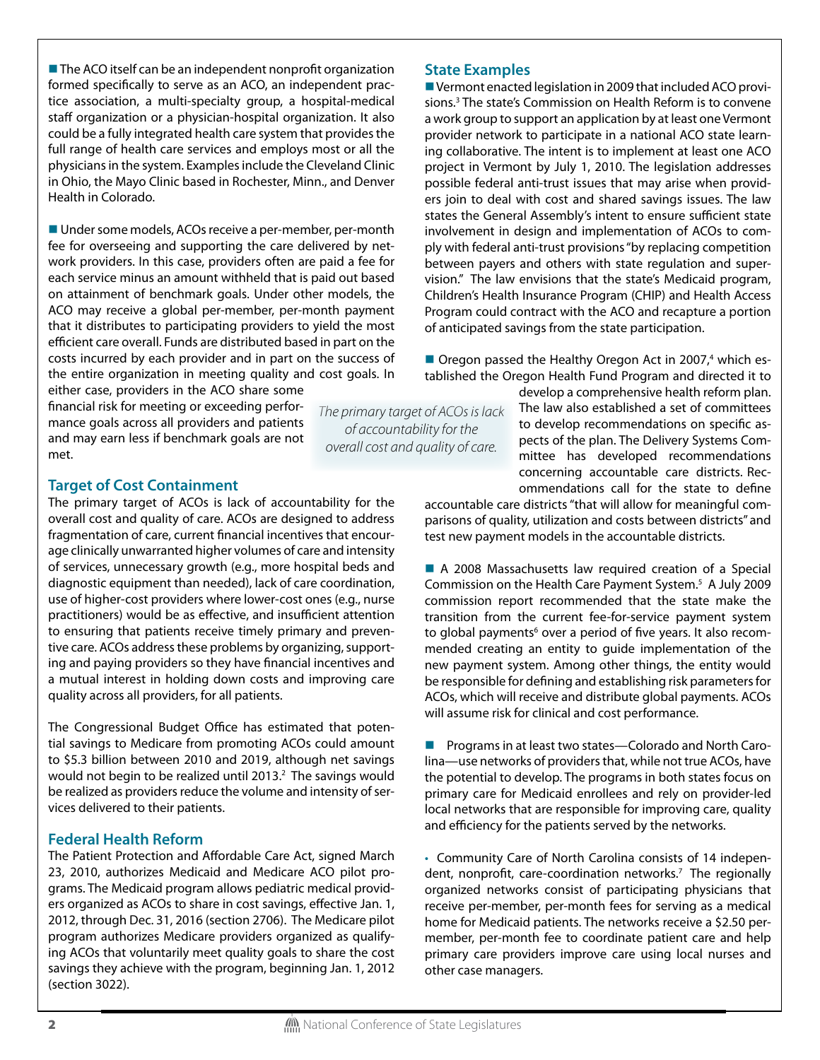■ The ACO itself can be an independent nonprofit organization formed specifically to serve as an ACO, an independent practice association, a multi-specialty group, a hospital-medical staff organization or a physician-hospital organization. It also could be a fully integrated health care system that provides the full range of health care services and employs most or all the physicians in the system. Examples include the Cleveland Clinic in Ohio, the Mayo Clinic based in Rochester, Minn., and Denver Health in Colorado.

■ Under some models, ACOs receive a per-member, per-month fee for overseeing and supporting the care delivered by network providers. In this case, providers often are paid a fee for each service minus an amount withheld that is paid out based on attainment of benchmark goals. Under other models, the ACO may receive a global per-member, per-month payment that it distributes to participating providers to yield the most efficient care overall. Funds are distributed based in part on the costs incurred by each provider and in part on the success of the entire organization in meeting quality and cost goals. In either case, providers in the ACO share some financial risk for meeting or exceeding performance goals across all providers and patients and may earn less if benchmark goals are not met.

*The primary target of ACOs is lack of accountability for the overall cost and quality of care.*

## Target of Cost Containment

The primary target of ACOs is lack of accountability for the overall cost and quality of care. ACOs are designed to address fragmentation of care, current financial incentives that encourage clinically unwarranted higher volumes of care and intensity of services, unnecessary growth (e.g., more hospital beds and diagnostic equipment than needed), lack of care coordination, use of higher-cost providers where lower-cost ones (e.g., nurse practitioners) would be as effective, and insufficient attention to ensuring that patients receive timely primary and preventive care. ACOs address these problems by organizing, supporting and paying providers so they have financial incentives and a mutual interest in holding down costs and improving care quality across all providers, for all patients.

The Congressional Budget Office has estimated that potential savings to Medicare from promoting ACOs could amount to $5.3 billion between 2010 and 2019, although net savings would not begin to be realized until 2013.[2] The savings would be realized as providers reduce the volume and intensity of services delivered to their patients.

## Federal Health Reform

The Patient Protection and Affordable Care Act, signed March 23, 2010, authorizes Medicaid and Medicare ACO pilot programs. The Medicaid program allows pediatric medical providers organized as ACOs to share in cost savings, effective Jan. 1, 2012, through Dec. 31, 2016 (section 2706). The Medicare pilot program authorizes Medicare providers organized as qualifying ACOs that voluntarily meet quality goals to share the cost savings they achieve with the program, beginning Jan. 1, 2012 (section 3022).

## State Examples

■ Vermont enacted legislation in 2009 that included ACO provisions.[3] The state's Commission on Health Reform is to convene a work group to support an application by at least one Vermont provider network to participate in a national ACO state learning collaborative. The intent is to implement at least one ACO project in Vermont by July 1, 2010. The legislation addresses possible federal anti-trust issues that may arise when providers join to deal with cost and shared savings issues. The law states the General Assembly's intent to ensure sufficient state involvement in design and implementation of ACOs to comply with federal anti-trust provisions "by replacing competition between payers and others with state regulation and supervision." The law envisions that the state's Medicaid program, Children's Health Insurance Program (CHIP) and Health Access Program could contract with the ACO and recapture a portion of anticipated savings from the state participation.

■ Oregon passed the Healthy Oregon Act in 2007,[4] which established the Oregon Health Fund Program and directed it to develop a comprehensive health reform plan. The law also established a set of committees to develop recommendations on specific aspects of the plan. The Delivery Systems Committee has developed recommendations concerning accountable care districts. Recommendations call for the state to define accountable care districts "that will allow for meaningful comparisons of quality, utilization and costs between districts" and test new payment models in the accountable districts.

■ A 2008 Massachusetts law required creation of a Special Commission on the Health Care Payment System.[5] A July 2009 commission report recommended that the state make the transition from the current fee-for-service payment system to global payments[6] over a period of five years. It also recommended creating an entity to guide implementation of the new payment system. Among other things, the entity would be responsible for defining and establishing risk parameters for ACOs, which will receive and distribute global payments. ACOs will assume risk for clinical and cost performance.

■ Programs in at least two states—Colorado and North Carolina—use networks of providers that, while not true ACOs, have the potential to develop. The programs in both states focus on primary care for Medicaid enrollees and rely on provider-led local networks that are responsible for improving care, quality and efficiency for the patients served by the networks.

- Community Care of North Carolina consists of 14 independent, nonprofit, care-coordination networks.[7] The regionally organized networks consist of participating physicians that receive per-member, per-month fees for serving as a medical home for Medicaid patients. The networks receive a $2.50 per-member, per-month fee to coordinate patient care and help primary care providers improve care using local nurses and other case managers.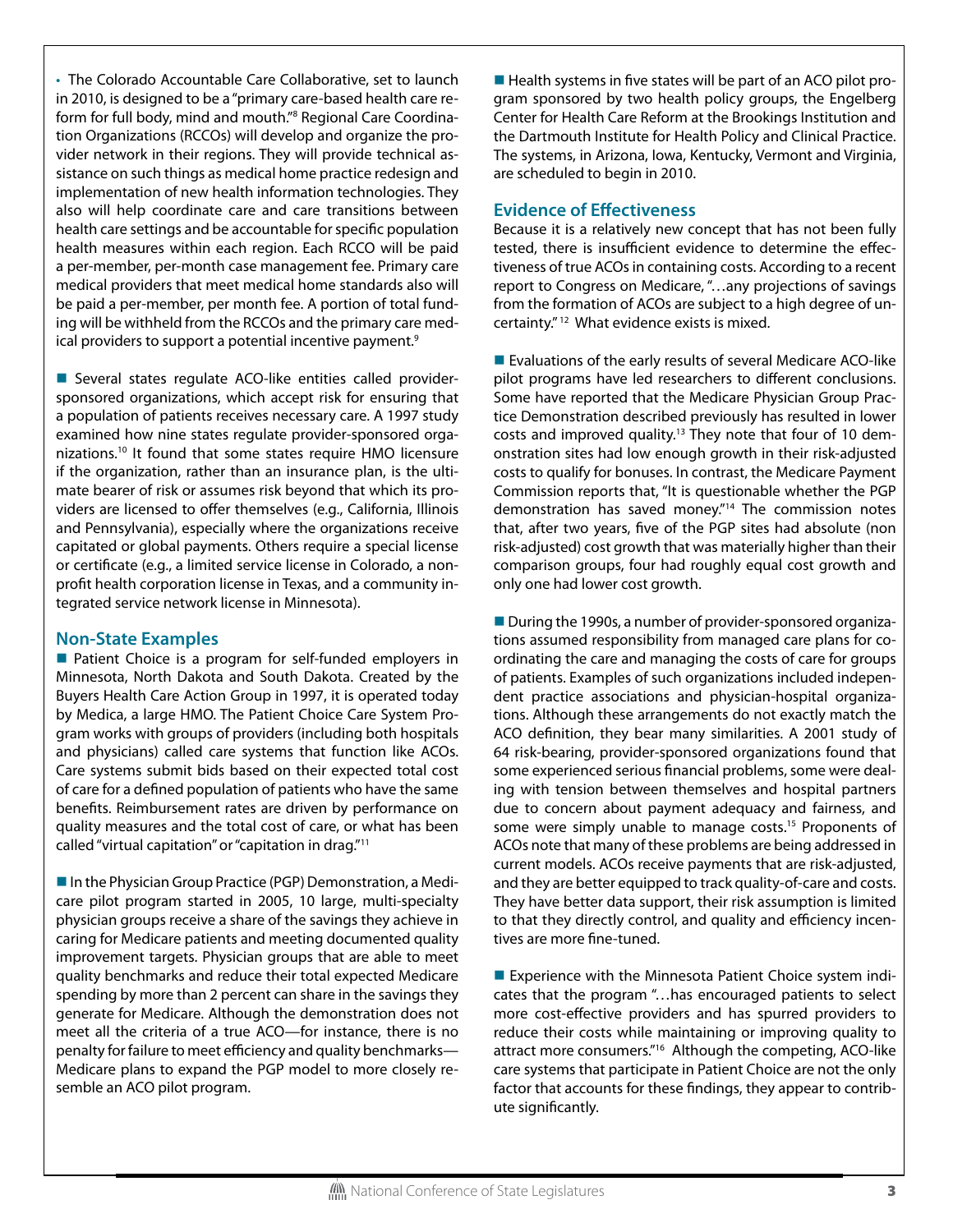- The Colorado Accountable Care Collaborative, set to launch in 2010, is designed to be a "primary care-based health care reform for full body, mind and mouth."[8] Regional Care Coordination Organizations (RCCOs) will develop and organize the provider network in their regions. They will provide technical assistance on such things as medical home practice redesign and implementation of new health information technologies. They also will help coordinate care and care transitions between health care settings and be accountable for specific population health measures within each region. Each RCCO will be paid a per-member, per-month case management fee. Primary care medical providers that meet medical home standards also will be paid a per-member, per month fee. A portion of total funding will be withheld from the RCCOs and the primary care medical providers to support a potential incentive payment.[9]

- Several states regulate ACO-like entities called provider-sponsored organizations, which accept risk for ensuring that a population of patients receives necessary care. A 1997 study examined how nine states regulate provider-sponsored organizations.[10] It found that some states require HMO licensure if the organization, rather than an insurance plan, is the ultimate bearer of risk or assumes risk beyond that which its providers are licensed to offer themselves (e.g., California, Illinois and Pennsylvania), especially where the organizations receive capitated or global payments. Others require a special license or certificate (e.g., a limited service license in Colorado, a nonprofit health corporation license in Texas, and a community integrated service network license in Minnesota).

## Non-State Examples

- Patient Choice is a program for self-funded employers in Minnesota, North Dakota and South Dakota. Created by the Buyers Health Care Action Group in 1997, it is operated today by Medica, a large HMO. The Patient Choice Care System Program works with groups of providers (including both hospitals and physicians) called care systems that function like ACOs. Care systems submit bids based on their expected total cost of care for a defined population of patients who have the same benefits. Reimbursement rates are driven by performance on quality measures and the total cost of care, or what has been called "virtual capitation" or "capitation in drag."[11]

- In the Physician Group Practice (PGP) Demonstration, a Medicare pilot program started in 2005, 10 large, multi-specialty physician groups receive a share of the savings they achieve in caring for Medicare patients and meeting documented quality improvement targets. Physician groups that are able to meet quality benchmarks and reduce their total expected Medicare spending by more than 2 percent can share in the savings they generate for Medicare. Although the demonstration does not meet all the criteria of a true ACO—for instance, there is no penalty for failure to meet efficiency and quality benchmarks—Medicare plans to expand the PGP model to more closely resemble an ACO pilot program.

- Health systems in five states will be part of an ACO pilot program sponsored by two health policy groups, the Engelberg Center for Health Care Reform at the Brookings Institution and the Dartmouth Institute for Health Policy and Clinical Practice. The systems, in Arizona, Iowa, Kentucky, Vermont and Virginia, are scheduled to begin in 2010.

## Evidence of Effectiveness

Because it is a relatively new concept that has not been fully tested, there is insufficient evidence to determine the effectiveness of true ACOs in containing costs. According to a recent report to Congress on Medicare, "…any projections of savings from the formation of ACOs are subject to a high degree of uncertainty."[12] What evidence exists is mixed.

- Evaluations of the early results of several Medicare ACO-like pilot programs have led researchers to different conclusions. Some have reported that the Medicare Physician Group Practice Demonstration described previously has resulted in lower costs and improved quality.[13] They note that four of 10 demonstration sites had low enough growth in their risk-adjusted costs to qualify for bonuses. In contrast, the Medicare Payment Commission reports that, "It is questionable whether the PGP demonstration has saved money."[14] The commission notes that, after two years, five of the PGP sites had absolute (non risk-adjusted) cost growth that was materially higher than their comparison groups, four had roughly equal cost growth and only one had lower cost growth.

- During the 1990s, a number of provider-sponsored organizations assumed responsibility from managed care plans for coordinating the care and managing the costs of care for groups of patients. Examples of such organizations included independent practice associations and physician-hospital organizations. Although these arrangements do not exactly match the ACO definition, they bear many similarities. A 2001 study of 64 risk-bearing, provider-sponsored organizations found that some experienced serious financial problems, some were dealing with tension between themselves and hospital partners due to concern about payment adequacy and fairness, and some were simply unable to manage costs.[15] Proponents of ACOs note that many of these problems are being addressed in current models. ACOs receive payments that are risk-adjusted, and they are better equipped to track quality-of-care and costs. They have better data support, their risk assumption is limited to that they directly control, and quality and efficiency incentives are more fine-tuned.

- Experience with the Minnesota Patient Choice system indicates that the program "…has encouraged patients to select more cost-effective providers and has spurred providers to reduce their costs while maintaining or improving quality to attract more consumers."[16] Although the competing, ACO-like care systems that participate in Patient Choice are not the only factor that accounts for these findings, they appear to contribute significantly.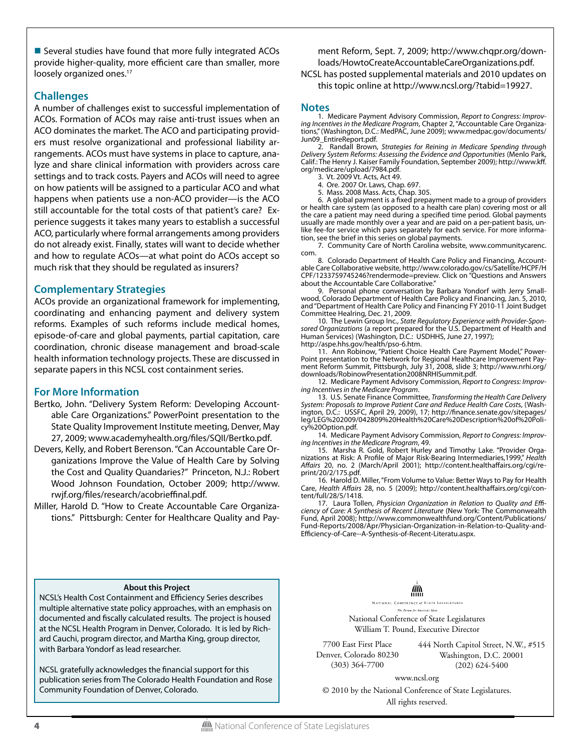- Several studies have found that more fully integrated ACOs provide higher-quality, more efficient care than smaller, more loosely organized ones.[17]

## Challenges

A number of challenges exist to successful implementation of ACOs. Formation of ACOs may raise anti-trust issues when an ACO dominates the market. The ACO and participating providers must resolve organizational and professional liability arrangements. ACOs must have systems in place to capture, analyze and share clinical information with providers across care settings and to track costs. Payers and ACOs will need to agree on how patients will be assigned to a particular ACO and what happens when patients use a non-ACO provider—is the ACO still accountable for the total costs of that patient's care? Experience suggests it takes many years to establish a successful ACO, particularly where formal arrangements among providers do not already exist. Finally, states will want to decide whether and how to regulate ACOs—at what point do ACOs accept so much risk that they should be regulated as insurers?

## Complementary Strategies

ACOs provide an organizational framework for implementing, coordinating and enhancing payment and delivery system reforms. Examples of such reforms include medical homes, episode-of-care and global payments, partial capitation, care coordination, chronic disease management and broad-scale health information technology projects. These are discussed in separate papers in this NCSL cost containment series.

## For More Information

Bertko, John. "Delivery System Reform: Developing Accountable Care Organizations." PowerPoint presentation to the State Quality Improvement Institute meeting, Denver, May 27, 2009; www.academyhealth.org/files/SQII/Bertko.pdf.

Devers, Kelly, and Robert Berenson. "Can Accountable Care Organizations Improve the Value of Health Care by Solving the Cost and Quality Quandaries?" Princeton, N.J.: Robert Wood Johnson Foundation, October 2009; http://www.rwjf.org/files/research/acobrieffinal.pdf.

Miller, Harold D. "How to Create Accountable Care Organizations." Pittsburgh: Center for Healthcare Quality and Payment Reform, Sept. 7, 2009; http://www.chqpr.org/downloads/HowtoCreateAccountableCareOrganizations.pdf.

NCSL has posted supplemental materials and 2010 updates on this topic online at http://www.ncsl.org/?tabid=19927.

## Notes

1. Medicare Payment Advisory Commission, *Report to Congress: Improving Incentives in the Medicare Program*, Chapter 2, "Accountable Care Organizations," (Washington, D.C.: MedPAC, June 2009); www.medpac.gov/documents/Jun09_EntireReport.pdf.
2. Randall Brown, *Strategies for Reining in Medicare Spending through Delivery System Reforms: Assessing the Evidence and Opportunities* (Menlo Park, Calif.: The Henry J. Kaiser Family Foundation, September 2009); http://www.kff.org/medicare/upload/7984.pdf.
3. Vt. 2009 Vt. Acts, Act 49.
4. Ore. 2007 Or. Laws, Chap. 697.
5. Mass. 2008 Mass. Acts, Chap. 305.
6. A global payment is a fixed prepayment made to a group of providers or health care system (as opposed to a health care plan) covering most or all the care a patient may need during a specified time period. Global payments usually are made monthly over a year and are paid on a per-patient basis, unlike fee-for service which pays separately for each service. For more information, see the brief in this series on global payments.
7. Community Care of North Carolina website, www.communitycarenc.com.
8. Colorado Department of Health Care Policy and Financing, Accountable Care Collaborative website, http://www.colorado.gov/cs/Satellite/HCPF/HCPF/1233759745246?rendermode=preview. Click on "Questions and Answers about the Accountable Care Collaborative."
9. Personal phone conversation by Barbara Yondorf with Jerry Smallwood, Colorado Department of Health Care Policy and Financing, Jan. 5, 2010, and "Department of Health Care Policy and Financing FY 2010-11 Joint Budget Committee Healring, Dec. 21, 2009.
10. The Lewin Group Inc., *State Regulatory Experience with Provider-Sponsored Organizations* (a report prepared for the U.S. Department of Health and Human Services) (Washington, D.C.: USDHHS, June 27, 1997); http://aspe.hhs.gov/health/pso-6.htm.
11. Ann Robinow, "Patient Choice Health Care Payment Model," PowerPoint presentation to the Network for Regional Healthcare Improvement Payment Reform Summit, Pittsburgh, July 31, 2008, slide 3; http://www.nrhi.org/downloads/RobinowPresentation2008NRHISummit.pdf.
12. Medicare Payment Advisory Commission, *Report to Congress: Improving Incentives in the Medicare Program*.
13. U.S. Senate Finance Committee, *Transforming the Health Care Delivery System: Proposals to Improve Patient Care and Reduce Health Care Costs*, (Washington, D.C.: USSFC, April 29, 2009), 17; http://finance.senate.gov/sitepages/leg/LEG%202009/042809%20Health%20Care%20Description%20of%20Policy%20Option.pdf.
14. Medicare Payment Advisory Commission, *Report to Congress: Improving Incentives in the Medicare Program*, 49.
15. Marsha R. Gold, Robert Hurley and Timothy Lake. "Provider Organizations at Risk: A Profile of Major Risk-Bearing Intermediaries,1999," *Health Affairs* 20, no. 2 (March/April 2001); http://content.healthaffairs.org/cgi/reprint/20/2/175.pdf.
16. Harold D. Miller, "From Volume to Value: Better Ways to Pay for Health Care, *Health Affairs* 28, no. 5 (2009); http://content.healthaffairs.org/cgi/content/full/28/5/1418.
17. Laura Tollen, *Physician Organization in Relation to Quality and Efficiency of Care: A Synthesis of Recent Literature* (New York: The Commonwealth Fund, April 2008); http://www.commonwealthfund.org/Content/Publications/Fund-Reports/2008/Apr/Physician-Organization-in-Relation-to-Quality-and-Efficiency-of-Care--A-Synthesis-of-Recent-Literatu.aspx.

**About this Project**

NCSL's Health Cost Containment and Efficiency Series describes multiple alternative state policy approaches, with an emphasis on documented and fiscally calculated results. The project is housed at the NCSL Health Program in Denver, Colorado. It is led by Richard Cauchi, program director, and Martha King, group director, with Barbara Yondorf as lead researcher.

NCSL gratefully acknowledges the financial support for this publication series from The Colorado Health Foundation and Rose Community Foundation of Denver, Colorado.

National Conference of State Legislatures
The Forum for America's Ideas

National Conference of State Legislatures
William T. Pound, Executive Director

7700 East First Place
Denver, Colorado 80230
(303) 364-7700

444 North Capitol Street, N.W., #515
Washington, D.C. 20001
(202) 624-5400

www.ncsl.org

© 2010 by the National Conference of State Legislatures.
All rights reserved.